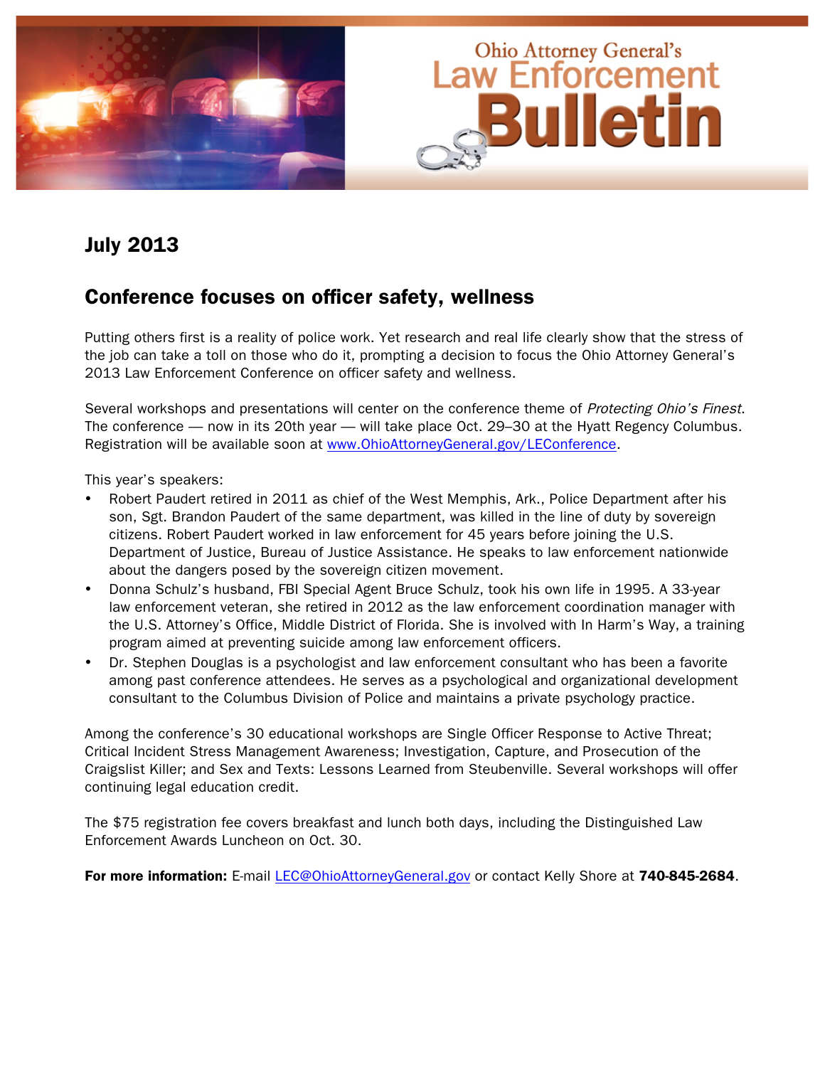Ohio Attorney General's Law Enforcement Bulletin

## July 2013

## Conference focuses on officer safety, wellness

Putting others first is a reality of police work. Yet research and real life clearly show that the stress of the job can take a toll on those who do it, prompting a decision to focus the Ohio Attorney General's 2013 Law Enforcement Conference on officer safety and wellness.

Several workshops and presentations will center on the conference theme of *Protecting Ohio's Finest*. The conference — now in its 20th year — will take place Oct. 29–30 at the Hyatt Regency Columbus. Registration will be available soon at www.OhioAttorneyGeneral.gov/LEConference.

This year's speakers:

- Robert Paudert retired in 2011 as chief of the West Memphis, Ark., Police Department after his son, Sgt. Brandon Paudert of the same department, was killed in the line of duty by sovereign citizens. Robert Paudert worked in law enforcement for 45 years before joining the U.S. Department of Justice, Bureau of Justice Assistance. He speaks to law enforcement nationwide about the dangers posed by the sovereign citizen movement.
- Donna Schulz's husband, FBI Special Agent Bruce Schulz, took his own life in 1995. A 33-year law enforcement veteran, she retired in 2012 as the law enforcement coordination manager with the U.S. Attorney's Office, Middle District of Florida. She is involved with In Harm's Way, a training program aimed at preventing suicide among law enforcement officers.
- Dr. Stephen Douglas is a psychologist and law enforcement consultant who has been a favorite among past conference attendees. He serves as a psychological and organizational development consultant to the Columbus Division of Police and maintains a private psychology practice.

Among the conference's 30 educational workshops are Single Officer Response to Active Threat; Critical Incident Stress Management Awareness; Investigation, Capture, and Prosecution of the Craigslist Killer; and Sex and Texts: Lessons Learned from Steubenville. Several workshops will offer continuing legal education credit.

The $75 registration fee covers breakfast and lunch both days, including the Distinguished Law Enforcement Awards Luncheon on Oct. 30.

**For more information:** E-mail LEC@OhioAttorneyGeneral.gov or contact Kelly Shore at **740-845-2684**.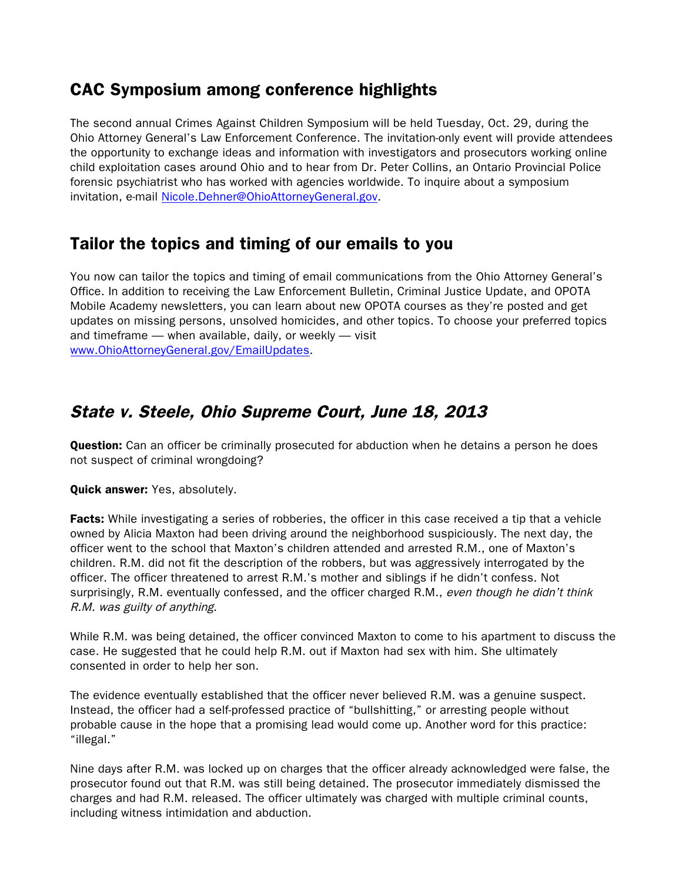## CAC Symposium among conference highlights

The second annual Crimes Against Children Symposium will be held Tuesday, Oct. 29, during the Ohio Attorney General's Law Enforcement Conference. The invitation-only event will provide attendees the opportunity to exchange ideas and information with investigators and prosecutors working online child exploitation cases around Ohio and to hear from Dr. Peter Collins, an Ontario Provincial Police forensic psychiatrist who has worked with agencies worldwide. To inquire about a symposium invitation, e-mail [Nicole.Dehner@OhioAttorneyGeneral.gov](mailto:Nicole.Dehner@OhioAttorneyGeneral.gov).

## Tailor the topics and timing of our emails to you

You now can tailor the topics and timing of email communications from the Ohio Attorney General's Office. In addition to receiving the Law Enforcement Bulletin, Criminal Justice Update, and OPOTA Mobile Academy newsletters, you can learn about new OPOTA courses as they're posted and get updates on missing persons, unsolved homicides, and other topics. To choose your preferred topics and timeframe — when available, daily, or weekly — visit [www.OhioAttorneyGeneral.gov/EmailUpdates](http://www.OhioAttorneyGeneral.gov/EmailUpdates).

## *State v. Steele, Ohio Supreme Court, June 18, 2013*

**Question:** Can an officer be criminally prosecuted for abduction when he detains a person he does not suspect of criminal wrongdoing?

**Quick answer:** Yes, absolutely.

**Facts:** While investigating a series of robberies, the officer in this case received a tip that a vehicle owned by Alicia Maxton had been driving around the neighborhood suspiciously. The next day, the officer went to the school that Maxton's children attended and arrested R.M., one of Maxton's children. R.M. did not fit the description of the robbers, but was aggressively interrogated by the officer. The officer threatened to arrest R.M.'s mother and siblings if he didn't confess. Not surprisingly, R.M. eventually confessed, and the officer charged R.M., *even though he didn't think R.M. was guilty of anything*.

While R.M. was being detained, the officer convinced Maxton to come to his apartment to discuss the case. He suggested that he could help R.M. out if Maxton had sex with him. She ultimately consented in order to help her son.

The evidence eventually established that the officer never believed R.M. was a genuine suspect. Instead, the officer had a self-professed practice of "bullshitting," or arresting people without probable cause in the hope that a promising lead would come up. Another word for this practice: "illegal."

Nine days after R.M. was locked up on charges that the officer already acknowledged were false, the prosecutor found out that R.M. was still being detained. The prosecutor immediately dismissed the charges and had R.M. released. The officer ultimately was charged with multiple criminal counts, including witness intimidation and abduction.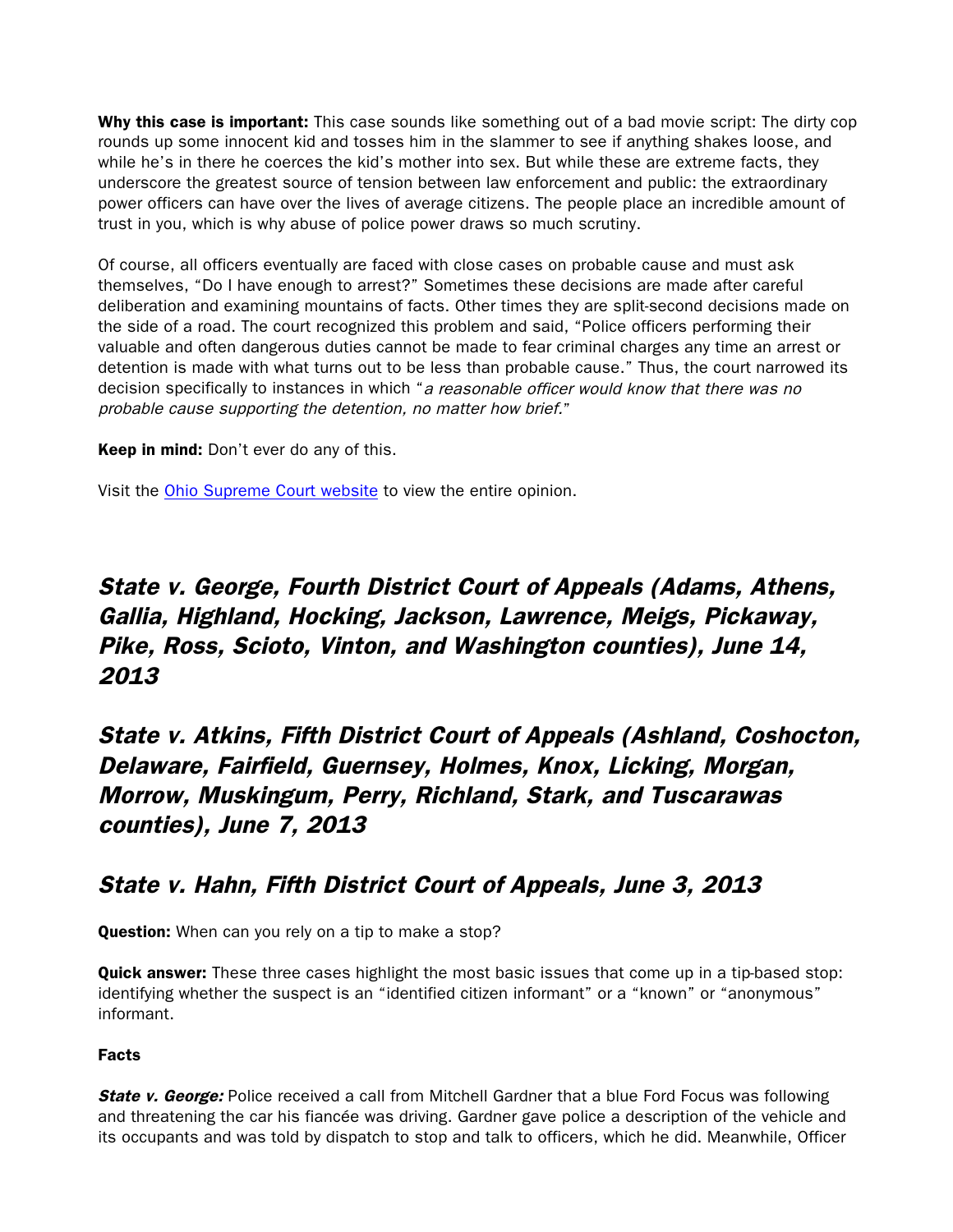**Why this case is important:** This case sounds like something out of a bad movie script: The dirty cop rounds up some innocent kid and tosses him in the slammer to see if anything shakes loose, and while he's in there he coerces the kid's mother into sex. But while these are extreme facts, they underscore the greatest source of tension between law enforcement and public: the extraordinary power officers can have over the lives of average citizens. The people place an incredible amount of trust in you, which is why abuse of police power draws so much scrutiny.

Of course, all officers eventually are faced with close cases on probable cause and must ask themselves, "Do I have enough to arrest?" Sometimes these decisions are made after careful deliberation and examining mountains of facts. Other times they are split-second decisions made on the side of a road. The court recognized this problem and said, "Police officers performing their valuable and often dangerous duties cannot be made to fear criminal charges any time an arrest or detention is made with what turns out to be less than probable cause." Thus, the court narrowed its decision specifically to instances in which "*a reasonable officer would know that there was no probable cause supporting the detention, no matter how brief.*"

**Keep in mind:** Don't ever do any of this.

Visit the [Ohio Supreme Court website]() to view the entire opinion.

## *State v. George, Fourth District Court of Appeals (Adams, Athens, Gallia, Highland, Hocking, Jackson, Lawrence, Meigs, Pickaway, Pike, Ross, Scioto, Vinton, and Washington counties), June 14, 2013*

## *State v. Atkins, Fifth District Court of Appeals (Ashland, Coshocton, Delaware, Fairfield, Guernsey, Holmes, Knox, Licking, Morgan, Morrow, Muskingum, Perry, Richland, Stark, and Tuscarawas counties), June 7, 2013*

### *State v. Hahn, Fifth District Court of Appeals, June 3, 2013*

**Question:** When can you rely on a tip to make a stop?

**Quick answer:** These three cases highlight the most basic issues that come up in a tip-based stop: identifying whether the suspect is an "identified citizen informant" or a "known" or "anonymous" informant.

**Facts**

***State v. George:*** Police received a call from Mitchell Gardner that a blue Ford Focus was following and threatening the car his fiancée was driving. Gardner gave police a description of the vehicle and its occupants and was told by dispatch to stop and talk to officers, which he did. Meanwhile, Officer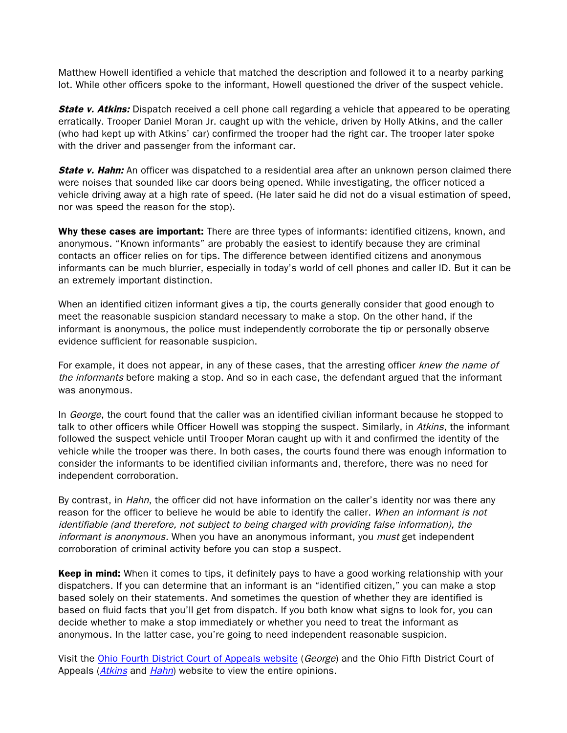Matthew Howell identified a vehicle that matched the description and followed it to a nearby parking lot. While other officers spoke to the informant, Howell questioned the driver of the suspect vehicle.

***State v. Atkins:*** Dispatch received a cell phone call regarding a vehicle that appeared to be operating erratically. Trooper Daniel Moran Jr. caught up with the vehicle, driven by Holly Atkins, and the caller (who had kept up with Atkins' car) confirmed the trooper had the right car. The trooper later spoke with the driver and passenger from the informant car.

***State v. Hahn:*** An officer was dispatched to a residential area after an unknown person claimed there were noises that sounded like car doors being opened. While investigating, the officer noticed a vehicle driving away at a high rate of speed. (He later said he did not do a visual estimation of speed, nor was speed the reason for the stop).

**Why these cases are important:** There are three types of informants: identified citizens, known, and anonymous. "Known informants" are probably the easiest to identify because they are criminal contacts an officer relies on for tips. The difference between identified citizens and anonymous informants can be much blurrier, especially in today's world of cell phones and caller ID. But it can be an extremely important distinction.

When an identified citizen informant gives a tip, the courts generally consider that good enough to meet the reasonable suspicion standard necessary to make a stop. On the other hand, if the informant is anonymous, the police must independently corroborate the tip or personally observe evidence sufficient for reasonable suspicion.

For example, it does not appear, in any of these cases, that the arresting officer *knew the name of the informants* before making a stop. And so in each case, the defendant argued that the informant was anonymous.

In *George*, the court found that the caller was an identified civilian informant because he stopped to talk to other officers while Officer Howell was stopping the suspect. Similarly, in *Atkins*, the informant followed the suspect vehicle until Trooper Moran caught up with it and confirmed the identity of the vehicle while the trooper was there. In both cases, the courts found there was enough information to consider the informants to be identified civilian informants and, therefore, there was no need for independent corroboration.

By contrast, in *Hahn*, the officer did not have information on the caller's identity nor was there any reason for the officer to believe he would be able to identify the caller. *When an informant is not identifiable (and therefore, not subject to being charged with providing false information), the informant is anonymous.* When you have an anonymous informant, you *must* get independent corroboration of criminal activity before you can stop a suspect.

**Keep in mind:** When it comes to tips, it definitely pays to have a good working relationship with your dispatchers. If you can determine that an informant is an "identified citizen," you can make a stop based solely on their statements. And sometimes the question of whether they are identified is based on fluid facts that you'll get from dispatch. If you both know what signs to look for, you can decide whether to make a stop immediately or whether you need to treat the informant as anonymous. In the latter case, you're going to need independent reasonable suspicion.

Visit the Ohio Fourth District Court of Appeals website (*George*) and the Ohio Fifth District Court of Appeals (*Atkins* and *Hahn*) website to view the entire opinions.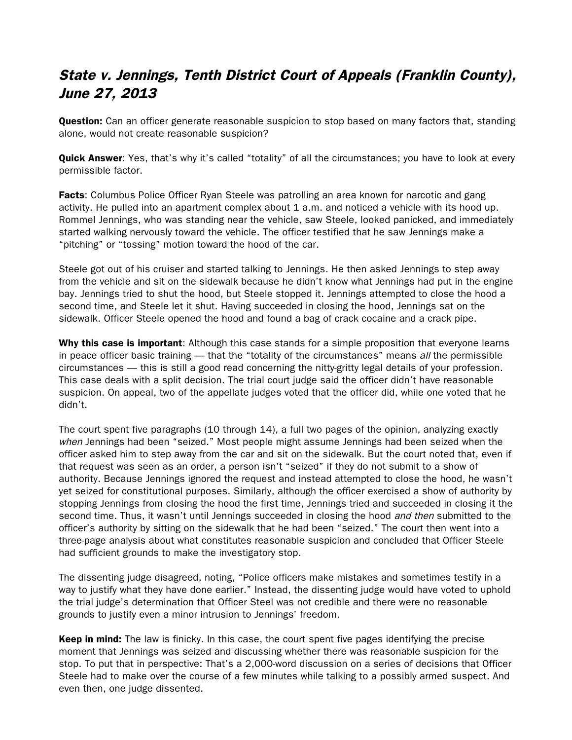## *State v. Jennings, Tenth District Court of Appeals (Franklin County), June 27, 2013*

**Question:** Can an officer generate reasonable suspicion to stop based on many factors that, standing alone, would not create reasonable suspicion?

**Quick Answer**: Yes, that's why it's called "totality" of all the circumstances; you have to look at every permissible factor.

**Facts**: Columbus Police Officer Ryan Steele was patrolling an area known for narcotic and gang activity. He pulled into an apartment complex about 1 a.m. and noticed a vehicle with its hood up. Rommel Jennings, who was standing near the vehicle, saw Steele, looked panicked, and immediately started walking nervously toward the vehicle. The officer testified that he saw Jennings make a "pitching" or "tossing" motion toward the hood of the car.

Steele got out of his cruiser and started talking to Jennings. He then asked Jennings to step away from the vehicle and sit on the sidewalk because he didn't know what Jennings had put in the engine bay. Jennings tried to shut the hood, but Steele stopped it. Jennings attempted to close the hood a second time, and Steele let it shut. Having succeeded in closing the hood, Jennings sat on the sidewalk. Officer Steele opened the hood and found a bag of crack cocaine and a crack pipe.

**Why this case is important**: Although this case stands for a simple proposition that everyone learns in peace officer basic training — that the "totality of the circumstances" means *all* the permissible circumstances — this is still a good read concerning the nitty-gritty legal details of your profession. This case deals with a split decision. The trial court judge said the officer didn't have reasonable suspicion. On appeal, two of the appellate judges voted that the officer did, while one voted that he didn't.

The court spent five paragraphs (10 through 14), a full two pages of the opinion, analyzing exactly *when* Jennings had been "seized." Most people might assume Jennings had been seized when the officer asked him to step away from the car and sit on the sidewalk. But the court noted that, even if that request was seen as an order, a person isn't "seized" if they do not submit to a show of authority. Because Jennings ignored the request and instead attempted to close the hood, he wasn't yet seized for constitutional purposes. Similarly, although the officer exercised a show of authority by stopping Jennings from closing the hood the first time, Jennings tried and succeeded in closing it the second time. Thus, it wasn't until Jennings succeeded in closing the hood *and then* submitted to the officer's authority by sitting on the sidewalk that he had been "seized." The court then went into a three-page analysis about what constitutes reasonable suspicion and concluded that Officer Steele had sufficient grounds to make the investigatory stop.

The dissenting judge disagreed, noting, "Police officers make mistakes and sometimes testify in a way to justify what they have done earlier." Instead, the dissenting judge would have voted to uphold the trial judge's determination that Officer Steel was not credible and there were no reasonable grounds to justify even a minor intrusion to Jennings' freedom.

**Keep in mind:** The law is finicky. In this case, the court spent five pages identifying the precise moment that Jennings was seized and discussing whether there was reasonable suspicion for the stop. To put that in perspective: That's a 2,000-word discussion on a series of decisions that Officer Steele had to make over the course of a few minutes while talking to a possibly armed suspect. And even then, one judge dissented.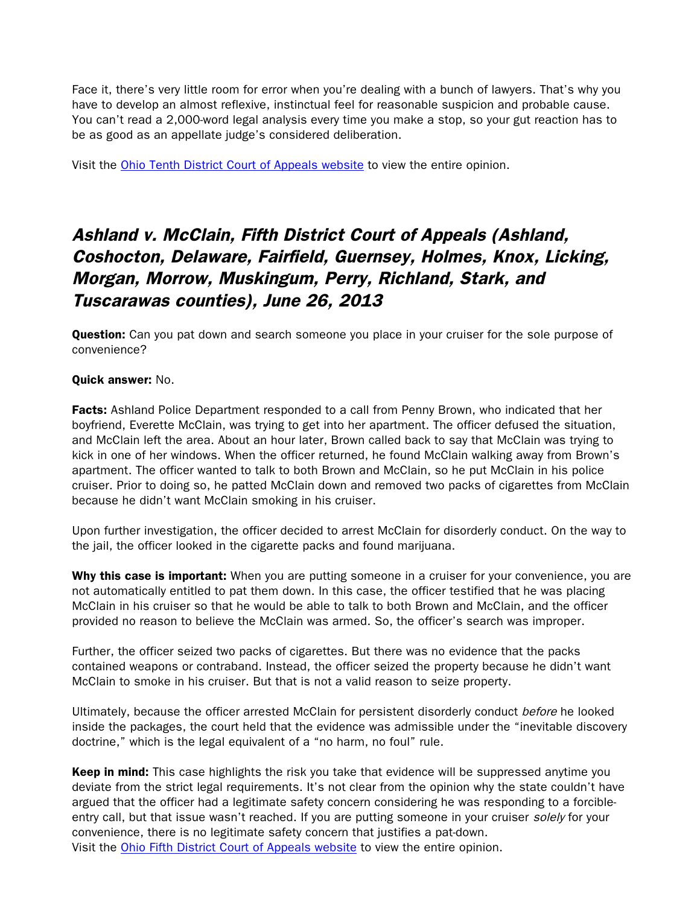Face it, there's very little room for error when you're dealing with a bunch of lawyers. That's why you have to develop an almost reflexive, instinctual feel for reasonable suspicion and probable cause. You can't read a 2,000-word legal analysis every time you make a stop, so your gut reaction has to be as good as an appellate judge's considered deliberation.

Visit the [Ohio Tenth District Court of Appeals website]() to view the entire opinion.

## *Ashland v. McClain, Fifth District Court of Appeals (Ashland, Coshocton, Delaware, Fairfield, Guernsey, Holmes, Knox, Licking, Morgan, Morrow, Muskingum, Perry, Richland, Stark, and Tuscarawas counties), June 26, 2013*

**Question:** Can you pat down and search someone you place in your cruiser for the sole purpose of convenience?

**Quick answer:** No.

**Facts:** Ashland Police Department responded to a call from Penny Brown, who indicated that her boyfriend, Everette McClain, was trying to get into her apartment. The officer defused the situation, and McClain left the area. About an hour later, Brown called back to say that McClain was trying to kick in one of her windows. When the officer returned, he found McClain walking away from Brown's apartment. The officer wanted to talk to both Brown and McClain, so he put McClain in his police cruiser. Prior to doing so, he patted McClain down and removed two packs of cigarettes from McClain because he didn't want McClain smoking in his cruiser.

Upon further investigation, the officer decided to arrest McClain for disorderly conduct. On the way to the jail, the officer looked in the cigarette packs and found marijuana.

**Why this case is important:** When you are putting someone in a cruiser for your convenience, you are not automatically entitled to pat them down. In this case, the officer testified that he was placing McClain in his cruiser so that he would be able to talk to both Brown and McClain, and the officer provided no reason to believe the McClain was armed. So, the officer's search was improper.

Further, the officer seized two packs of cigarettes. But there was no evidence that the packs contained weapons or contraband. Instead, the officer seized the property because he didn't want McClain to smoke in his cruiser. But that is not a valid reason to seize property.

Ultimately, because the officer arrested McClain for persistent disorderly conduct *before* he looked inside the packages, the court held that the evidence was admissible under the "inevitable discovery doctrine," which is the legal equivalent of a "no harm, no foul" rule.

**Keep in mind:** This case highlights the risk you take that evidence will be suppressed anytime you deviate from the strict legal requirements. It's not clear from the opinion why the state couldn't have argued that the officer had a legitimate safety concern considering he was responding to a forcible-entry call, but that issue wasn't reached. If you are putting someone in your cruiser *solely* for your convenience, there is no legitimate safety concern that justifies a pat-down.
Visit the [Ohio Fifth District Court of Appeals website]() to view the entire opinion.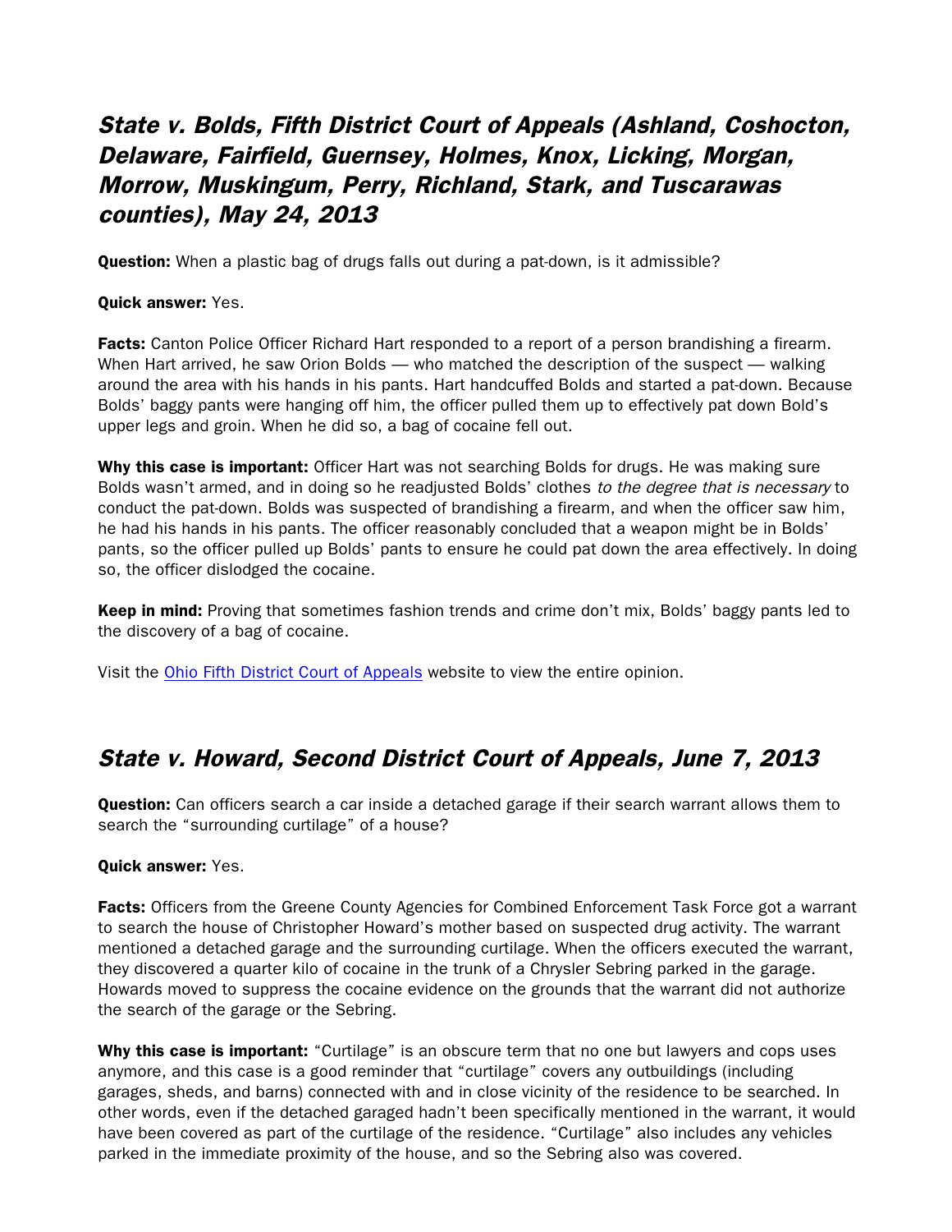## *State v. Bolds, Fifth District Court of Appeals (Ashland, Coshocton, Delaware, Fairfield, Guernsey, Holmes, Knox, Licking, Morgan, Morrow, Muskingum, Perry, Richland, Stark, and Tuscarawas counties), May 24, 2013*

**Question:** When a plastic bag of drugs falls out during a pat-down, is it admissible?

**Quick answer:** Yes.

**Facts:** Canton Police Officer Richard Hart responded to a report of a person brandishing a firearm. When Hart arrived, he saw Orion Bolds — who matched the description of the suspect — walking around the area with his hands in his pants. Hart handcuffed Bolds and started a pat-down. Because Bolds' baggy pants were hanging off him, the officer pulled them up to effectively pat down Bold's upper legs and groin. When he did so, a bag of cocaine fell out.

**Why this case is important:** Officer Hart was not searching Bolds for drugs. He was making sure Bolds wasn't armed, and in doing so he readjusted Bolds' clothes *to the degree that is necessary* to conduct the pat-down. Bolds was suspected of brandishing a firearm, and when the officer saw him, he had his hands in his pants. The officer reasonably concluded that a weapon might be in Bolds' pants, so the officer pulled up Bolds' pants to ensure he could pat down the area effectively. In doing so, the officer dislodged the cocaine.

**Keep in mind:** Proving that sometimes fashion trends and crime don't mix, Bolds' baggy pants led to the discovery of a bag of cocaine.

Visit the Ohio Fifth District Court of Appeals website to view the entire opinion.

## *State v. Howard, Second District Court of Appeals, June 7, 2013*

**Question:** Can officers search a car inside a detached garage if their search warrant allows them to search the "surrounding curtilage" of a house?

**Quick answer:** Yes.

**Facts:** Officers from the Greene County Agencies for Combined Enforcement Task Force got a warrant to search the house of Christopher Howard's mother based on suspected drug activity. The warrant mentioned a detached garage and the surrounding curtilage. When the officers executed the warrant, they discovered a quarter kilo of cocaine in the trunk of a Chrysler Sebring parked in the garage. Howards moved to suppress the cocaine evidence on the grounds that the warrant did not authorize the search of the garage or the Sebring.

**Why this case is important:** "Curtilage" is an obscure term that no one but lawyers and cops uses anymore, and this case is a good reminder that "curtilage" covers any outbuildings (including garages, sheds, and barns) connected with and in close vicinity of the residence to be searched. In other words, even if the detached garaged hadn't been specifically mentioned in the warrant, it would have been covered as part of the curtilage of the residence. "Curtilage" also includes any vehicles parked in the immediate proximity of the house, and so the Sebring also was covered.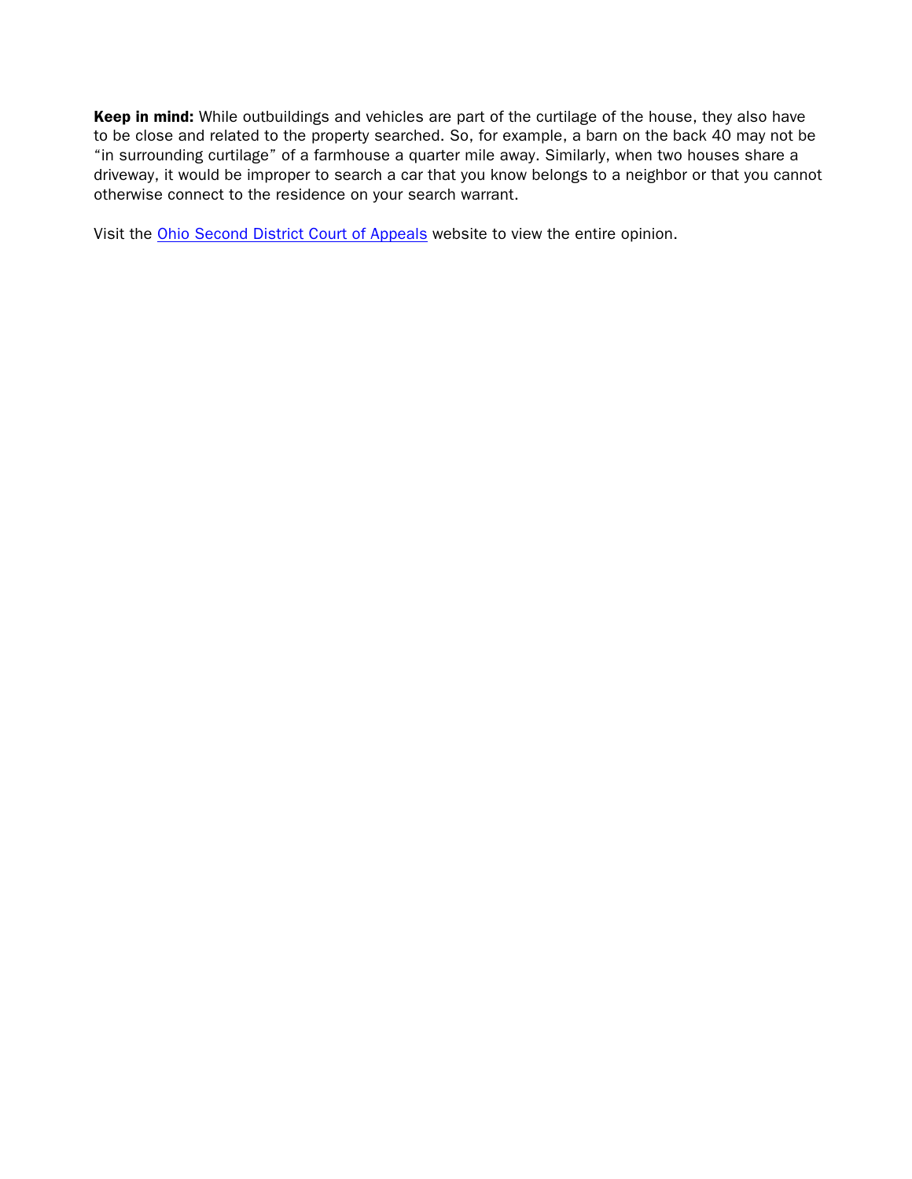**Keep in mind:** While outbuildings and vehicles are part of the curtilage of the house, they also have to be close and related to the property searched. So, for example, a barn on the back 40 may not be "in surrounding curtilage" of a farmhouse a quarter mile away. Similarly, when two houses share a driveway, it would be improper to search a car that you know belongs to a neighbor or that you cannot otherwise connect to the residence on your search warrant.

Visit the Ohio Second District Court of Appeals website to view the entire opinion.